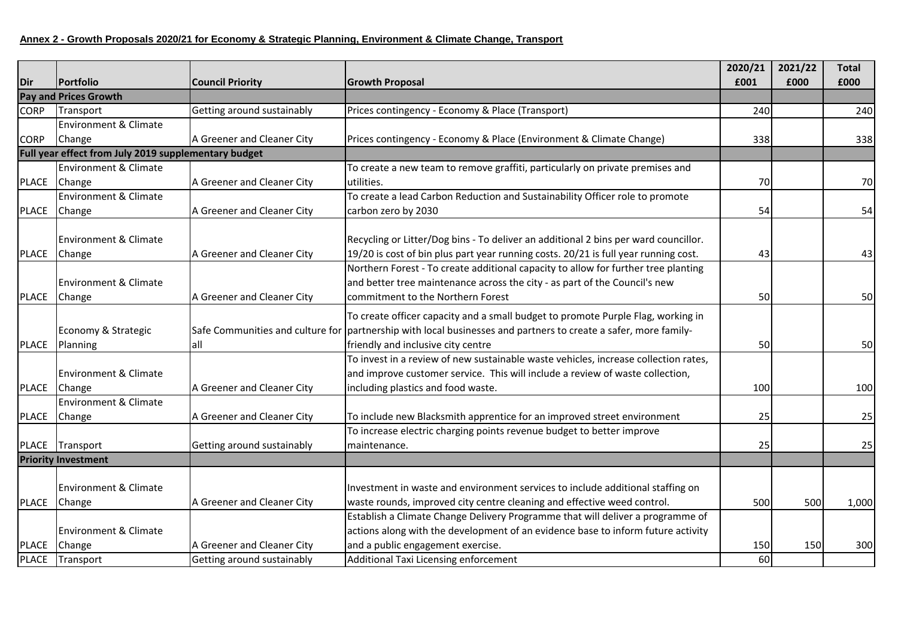**Annex 2 - Growth Proposals 2020/21 for Economy & Strategic Planning, Environment & Climate Change, Transport**

| Dir | Portfolio | Council Priority | Growth Proposal | 2020/21 £001 | 2021/22 £000 | Total £000 |
|---|---|---|---|---|---|---|
| **Pay and Prices Growth** | | | | | | |
| CORP | Transport | Getting around sustainably | Prices contingency - Economy & Place (Transport) | 240 | | 240 |
| CORP | Environment & Climate Change | A Greener and Cleaner City | Prices contingency - Economy & Place (Environment & Climate Change) | 338 | | 338 |
| **Full year effect from July 2019 supplementary budget** | | | | | | |
| PLACE | Environment & Climate Change | A Greener and Cleaner City | To create a new team to remove graffiti, particularly on private premises and utilities. | 70 | | 70 |
| PLACE | Environment & Climate Change | A Greener and Cleaner City | To create a lead Carbon Reduction and Sustainability Officer role to promote carbon zero by 2030 | 54 | | 54 |
| PLACE | Environment & Climate Change | A Greener and Cleaner City | Recycling or Litter/Dog bins - To deliver an additional 2 bins per ward councillor. 19/20 is cost of bin plus part year running costs. 20/21 is full year running cost. | 43 | | 43 |
| PLACE | Environment & Climate Change | A Greener and Cleaner City | Northern Forest - To create additional capacity to allow for further tree planting and better tree maintenance across the city - as part of the Council's new commitment to the Northern Forest | 50 | | 50 |
| PLACE | Economy & Strategic Planning | Safe Communities and culture for all | To create officer capacity and a small budget to promote Purple Flag, working in partnership with local businesses and partners to create a safer, more family-friendly and inclusive city centre | 50 | | 50 |
| PLACE | Environment & Climate Change | A Greener and Cleaner City | To invest in a review of new sustainable waste vehicles, increase collection rates, and improve customer service. This will include a review of waste collection, including plastics and food waste. | 100 | | 100 |
| PLACE | Environment & Climate Change | A Greener and Cleaner City | To include new Blacksmith apprentice for an improved street environment | 25 | | 25 |
| PLACE | Transport | Getting around sustainably | To increase electric charging points revenue budget to better improve maintenance. | 25 | | 25 |
| **Priority Investment** | | | | | | |
| PLACE | Environment & Climate Change | A Greener and Cleaner City | Investment in waste and environment services to include additional staffing on waste rounds, improved city centre cleaning and effective weed control. | 500 | 500 | 1,000 |
| PLACE | Environment & Climate Change | A Greener and Cleaner City | Establish a Climate Change Delivery Programme that will deliver a programme of actions along with the development of an evidence base to inform future activity and a public engagement exercise. | 150 | 150 | 300 |
| PLACE | Transport | Getting around sustainably | Additional Taxi Licensing enforcement | 60 | | |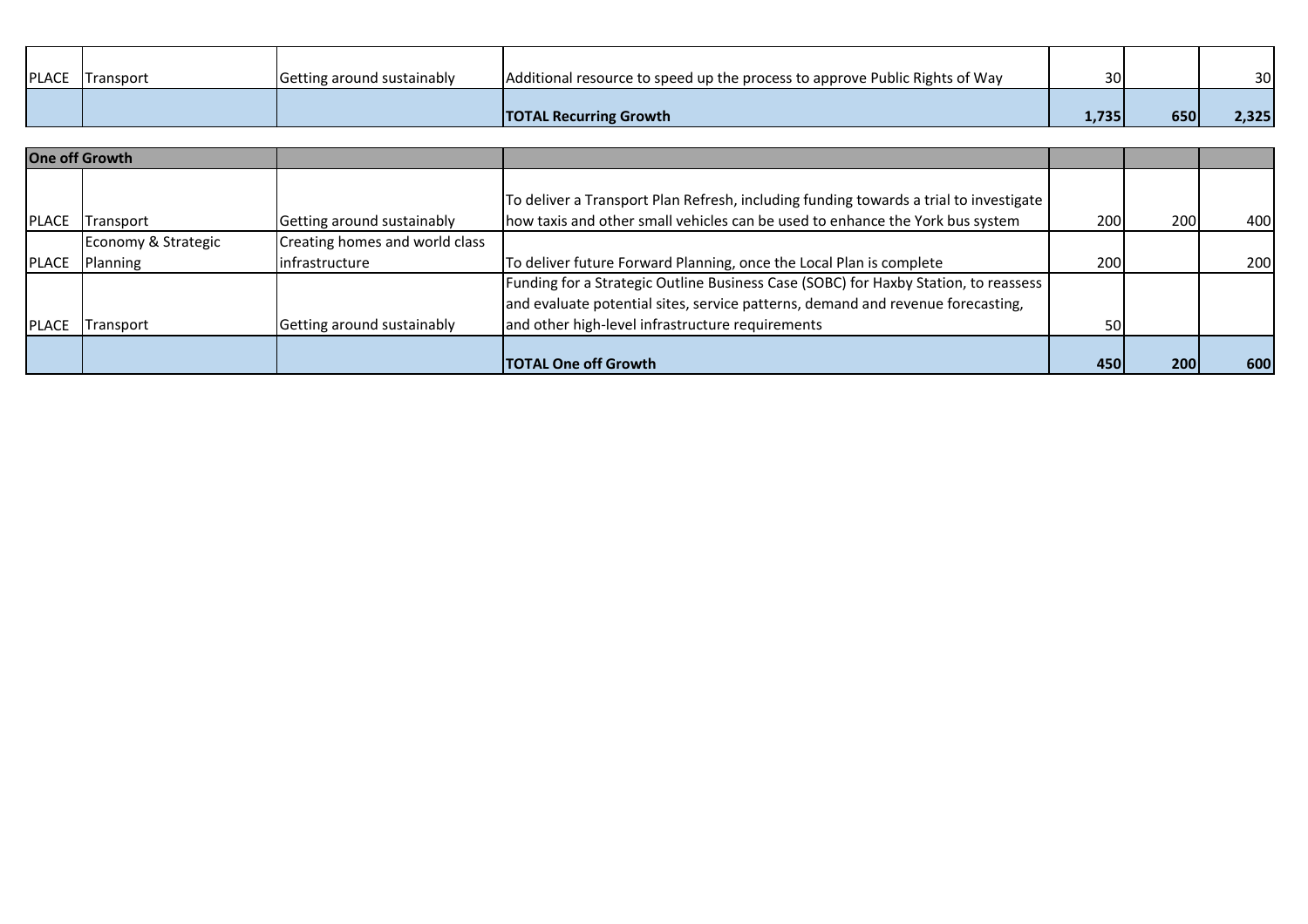| | | | | | | |
|---|---|---|---|---|---|---|
| PLACE | Transport | Getting around sustainably | Additional resource to speed up the process to approve Public Rights of Way | 30 | | 30 |
| | | | **TOTAL Recurring Growth** | **1,735** | **650** | **2,325** |

| **One off Growth** | | | | | | |
|---|---|---|---|---|---|---|
| PLACE | Transport | Getting around sustainably | To deliver a Transport Plan Refresh, including funding towards a trial to investigate how taxis and other small vehicles can be used to enhance the York bus system | 200 | 200 | 400 |
| PLACE | Economy & Strategic Planning | Creating homes and world class infrastructure | To deliver future Forward Planning, once the Local Plan is complete | 200 | | 200 |
| PLACE | Transport | Getting around sustainably | Funding for a Strategic Outline Business Case (SOBC) for Haxby Station, to reassess and evaluate potential sites, service patterns, demand and revenue forecasting, and other high-level infrastructure requirements | 50 | | |
| | | | **TOTAL One off Growth** | **450** | **200** | **600** |